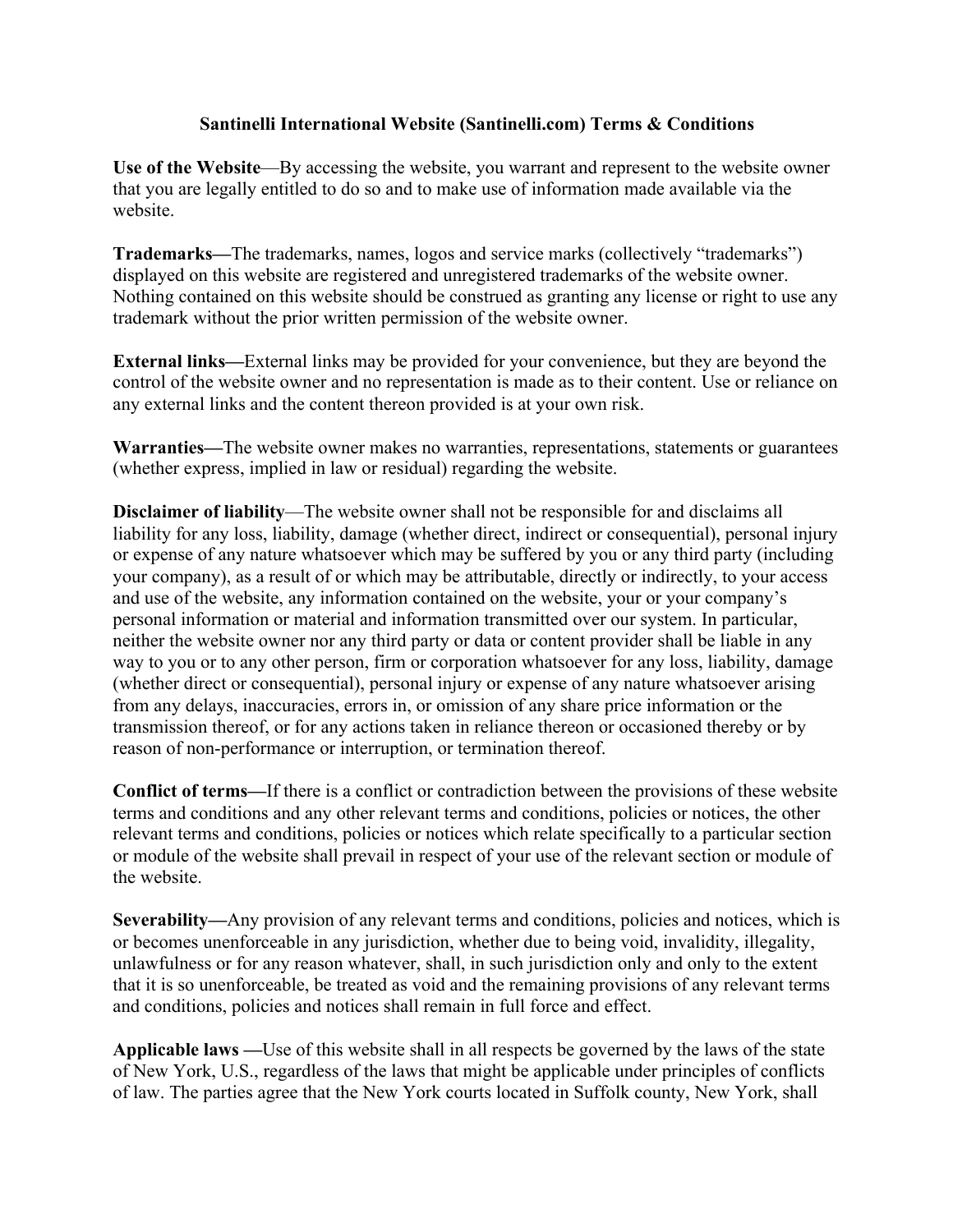# Santinelli International Website (Santinelli.com) Terms & Conditions

**Use of the Website**—By accessing the website, you warrant and represent to the website owner that you are legally entitled to do so and to make use of information made available via the website.

**Trademarks—**The trademarks, names, logos and service marks (collectively "trademarks") displayed on this website are registered and unregistered trademarks of the website owner. Nothing contained on this website should be construed as granting any license or right to use any trademark without the prior written permission of the website owner.

**External links—**External links may be provided for your convenience, but they are beyond the control of the website owner and no representation is made as to their content. Use or reliance on any external links and the content thereon provided is at your own risk.

**Warranties—**The website owner makes no warranties, representations, statements or guarantees (whether express, implied in law or residual) regarding the website.

**Disclaimer of liability**—The website owner shall not be responsible for and disclaims all liability for any loss, liability, damage (whether direct, indirect or consequential), personal injury or expense of any nature whatsoever which may be suffered by you or any third party (including your company), as a result of or which may be attributable, directly or indirectly, to your access and use of the website, any information contained on the website, your or your company's personal information or material and information transmitted over our system. In particular, neither the website owner nor any third party or data or content provider shall be liable in any way to you or to any other person, firm or corporation whatsoever for any loss, liability, damage (whether direct or consequential), personal injury or expense of any nature whatsoever arising from any delays, inaccuracies, errors in, or omission of any share price information or the transmission thereof, or for any actions taken in reliance thereon or occasioned thereby or by reason of non-performance or interruption, or termination thereof.

**Conflict of terms—**If there is a conflict or contradiction between the provisions of these website terms and conditions and any other relevant terms and conditions, policies or notices, the other relevant terms and conditions, policies or notices which relate specifically to a particular section or module of the website shall prevail in respect of your use of the relevant section or module of the website.

**Severability—**Any provision of any relevant terms and conditions, policies and notices, which is or becomes unenforceable in any jurisdiction, whether due to being void, invalidity, illegality, unlawfulness or for any reason whatever, shall, in such jurisdiction only and only to the extent that it is so unenforceable, be treated as void and the remaining provisions of any relevant terms and conditions, policies and notices shall remain in full force and effect.

**Applicable laws —**Use of this website shall in all respects be governed by the laws of the state of New York, U.S., regardless of the laws that might be applicable under principles of conflicts of law. The parties agree that the New York courts located in Suffolk county, New York, shall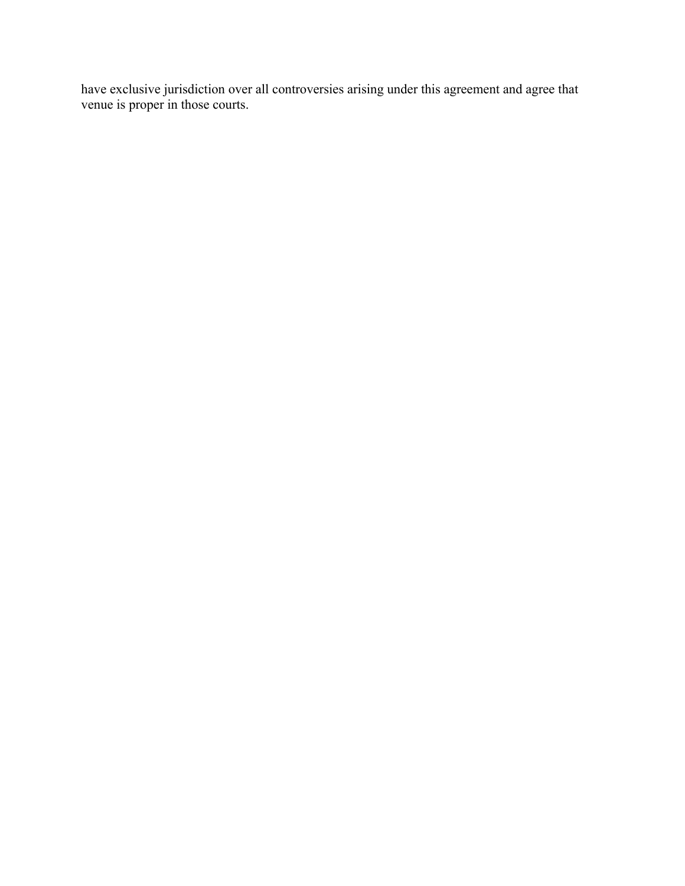have exclusive jurisdiction over all controversies arising under this agreement and agree that venue is proper in those courts.